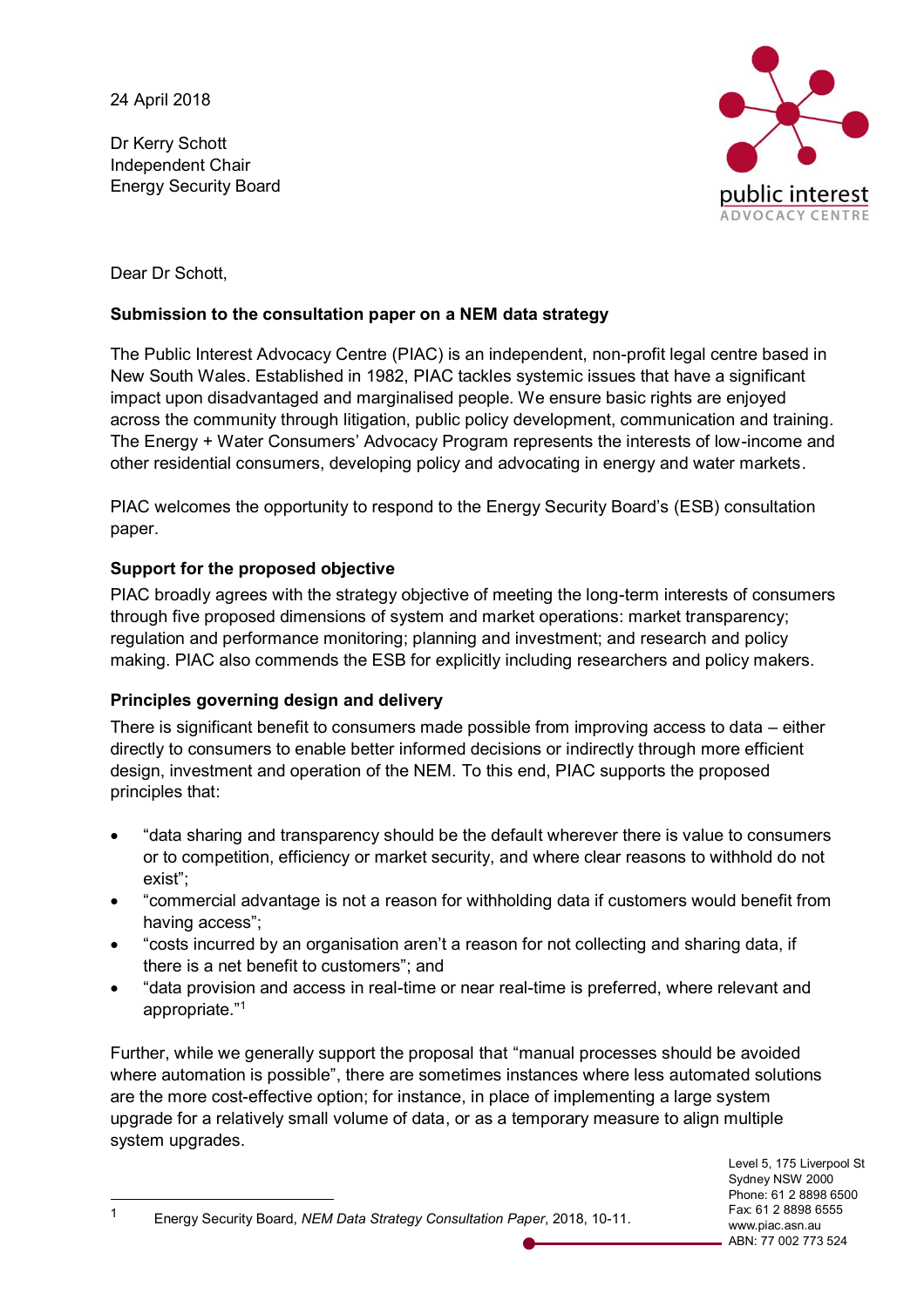24 April 2018

Dr Kerry Schott
Independent Chair
Energy Security Board

public interest
ADVOCACY CENTRE

Dear Dr Schott,

**Submission to the consultation paper on a NEM data strategy**

The Public Interest Advocacy Centre (PIAC) is an independent, non-profit legal centre based in New South Wales. Established in 1982, PIAC tackles systemic issues that have a significant impact upon disadvantaged and marginalised people. We ensure basic rights are enjoyed across the community through litigation, public policy development, communication and training. The Energy + Water Consumers' Advocacy Program represents the interests of low-income and other residential consumers, developing policy and advocating in energy and water markets.

PIAC welcomes the opportunity to respond to the Energy Security Board's (ESB) consultation paper.

**Support for the proposed objective**

PIAC broadly agrees with the strategy objective of meeting the long-term interests of consumers through five proposed dimensions of system and market operations: market transparency; regulation and performance monitoring; planning and investment; and research and policy making. PIAC also commends the ESB for explicitly including researchers and policy makers.

**Principles governing design and delivery**

There is significant benefit to consumers made possible from improving access to data – either directly to consumers to enable better informed decisions or indirectly through more efficient design, investment and operation of the NEM. To this end, PIAC supports the proposed principles that:

- "data sharing and transparency should be the default wherever there is value to consumers or to competition, efficiency or market security, and where clear reasons to withhold do not exist";
- "commercial advantage is not a reason for withholding data if customers would benefit from having access";
- "costs incurred by an organisation aren't a reason for not collecting and sharing data, if there is a net benefit to customers"; and
- "data provision and access in real-time or near real-time is preferred, where relevant and appropriate."[1]

Further, while we generally support the proposal that "manual processes should be avoided where automation is possible", there are sometimes instances where less automated solutions are the more cost-effective option; for instance, in place of implementing a large system upgrade for a relatively small volume of data, or as a temporary measure to align multiple system upgrades.

[1] Energy Security Board, *NEM Data Strategy Consultation Paper*, 2018, 10-11.

Level 5, 175 Liverpool St
Sydney NSW 2000
Phone: 61 2 8898 6500
Fax: 61 2 8898 6555
www.piac.asn.au
ABN: 77 002 773 524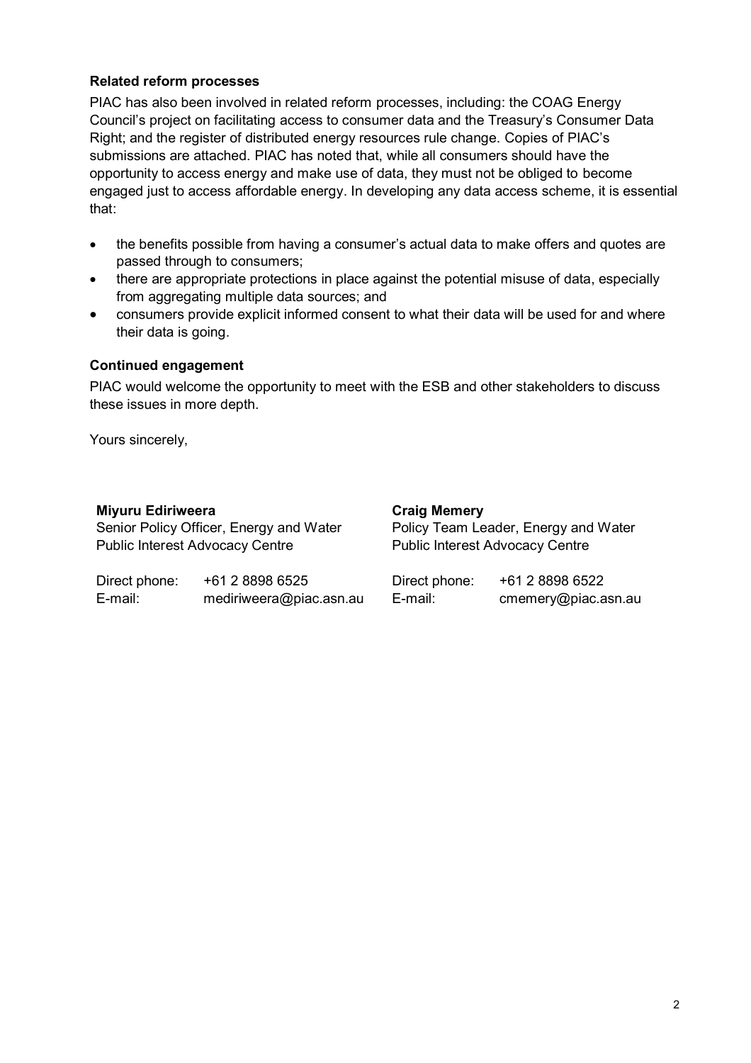### Related reform processes

PIAC has also been involved in related reform processes, including: the COAG Energy Council's project on facilitating access to consumer data and the Treasury's Consumer Data Right; and the register of distributed energy resources rule change. Copies of PIAC's submissions are attached. PIAC has noted that, while all consumers should have the opportunity to access energy and make use of data, they must not be obliged to become engaged just to access affordable energy. In developing any data access scheme, it is essential that:

- the benefits possible from having a consumer's actual data to make offers and quotes are passed through to consumers;
- there are appropriate protections in place against the potential misuse of data, especially from aggregating multiple data sources; and
- consumers provide explicit informed consent to what their data will be used for and where their data is going.

### Continued engagement

PIAC would welcome the opportunity to meet with the ESB and other stakeholders to discuss these issues in more depth.

Yours sincerely,

**Miyuru Ediriweera**
Senior Policy Officer, Energy and Water
Public Interest Advocacy Centre

Direct phone: +61 2 8898 6525
E-mail: mediriweera@piac.asn.au

**Craig Memery**
Policy Team Leader, Energy and Water
Public Interest Advocacy Centre

Direct phone: +61 2 8898 6522
E-mail: cmemery@piac.asn.au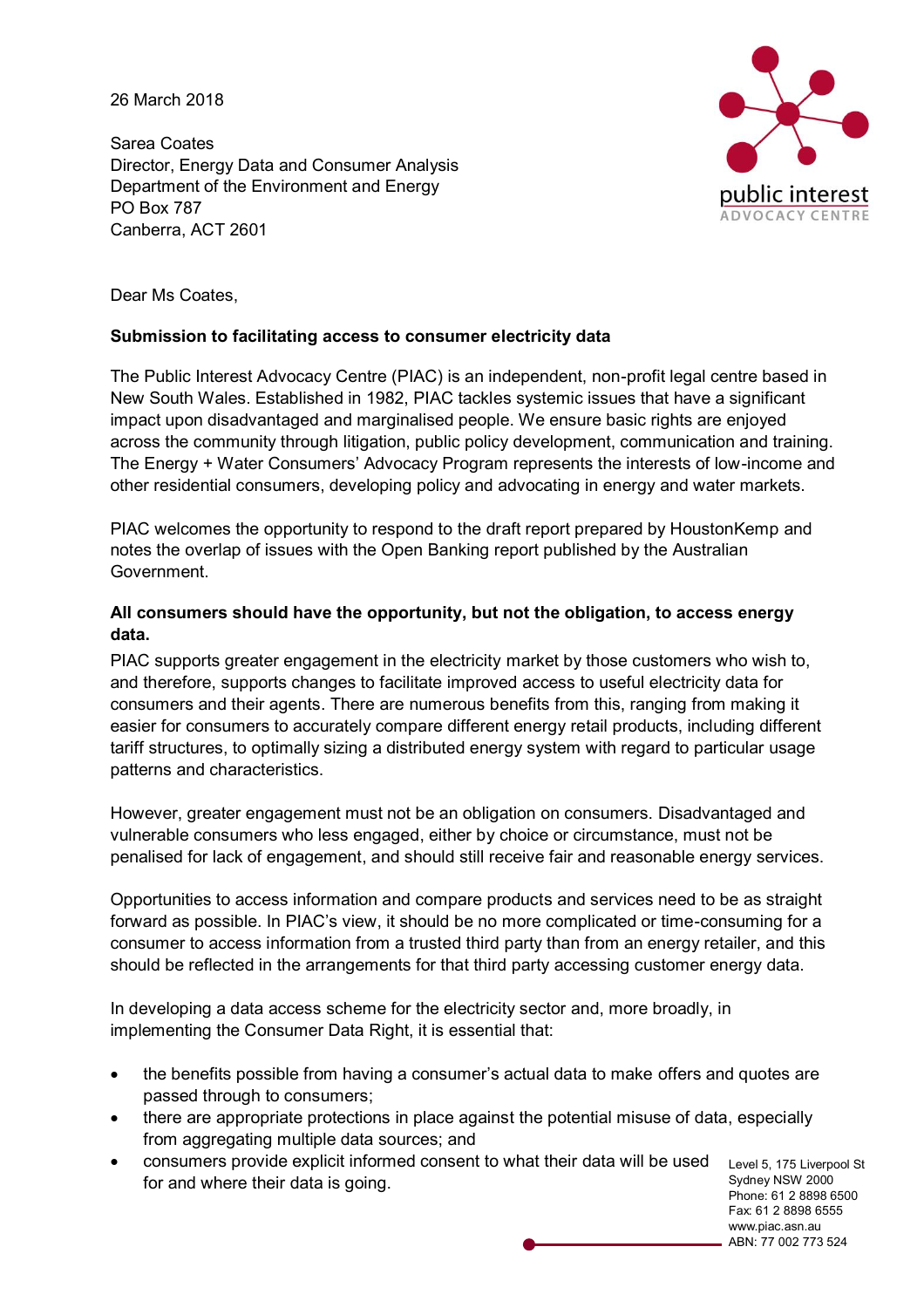26 March 2018

Sarea Coates
Director, Energy Data and Consumer Analysis
Department of the Environment and Energy
PO Box 787
Canberra, ACT 2601

public interest
ADVOCACY CENTRE

Dear Ms Coates,

**Submission to facilitating access to consumer electricity data**

The Public Interest Advocacy Centre (PIAC) is an independent, non-profit legal centre based in New South Wales. Established in 1982, PIAC tackles systemic issues that have a significant impact upon disadvantaged and marginalised people. We ensure basic rights are enjoyed across the community through litigation, public policy development, communication and training. The Energy + Water Consumers' Advocacy Program represents the interests of low-income and other residential consumers, developing policy and advocating in energy and water markets.

PIAC welcomes the opportunity to respond to the draft report prepared by HoustonKemp and notes the overlap of issues with the Open Banking report published by the Australian Government.

**All consumers should have the opportunity, but not the obligation, to access energy data.**

PIAC supports greater engagement in the electricity market by those customers who wish to, and therefore, supports changes to facilitate improved access to useful electricity data for consumers and their agents. There are numerous benefits from this, ranging from making it easier for consumers to accurately compare different energy retail products, including different tariff structures, to optimally sizing a distributed energy system with regard to particular usage patterns and characteristics.

However, greater engagement must not be an obligation on consumers. Disadvantaged and vulnerable consumers who less engaged, either by choice or circumstance, must not be penalised for lack of engagement, and should still receive fair and reasonable energy services.

Opportunities to access information and compare products and services need to be as straight forward as possible. In PIAC's view, it should be no more complicated or time-consuming for a consumer to access information from a trusted third party than from an energy retailer, and this should be reflected in the arrangements for that third party accessing customer energy data.

In developing a data access scheme for the electricity sector and, more broadly, in implementing the Consumer Data Right, it is essential that:

- the benefits possible from having a consumer's actual data to make offers and quotes are passed through to consumers;
- there are appropriate protections in place against the potential misuse of data, especially from aggregating multiple data sources; and
- consumers provide explicit informed consent to what their data will be used for and where their data is going.

Level 5, 175 Liverpool St
Sydney NSW 2000
Phone: 61 2 8898 6500
Fax: 61 2 8898 6555
www.piac.asn.au
ABN: 77 002 773 524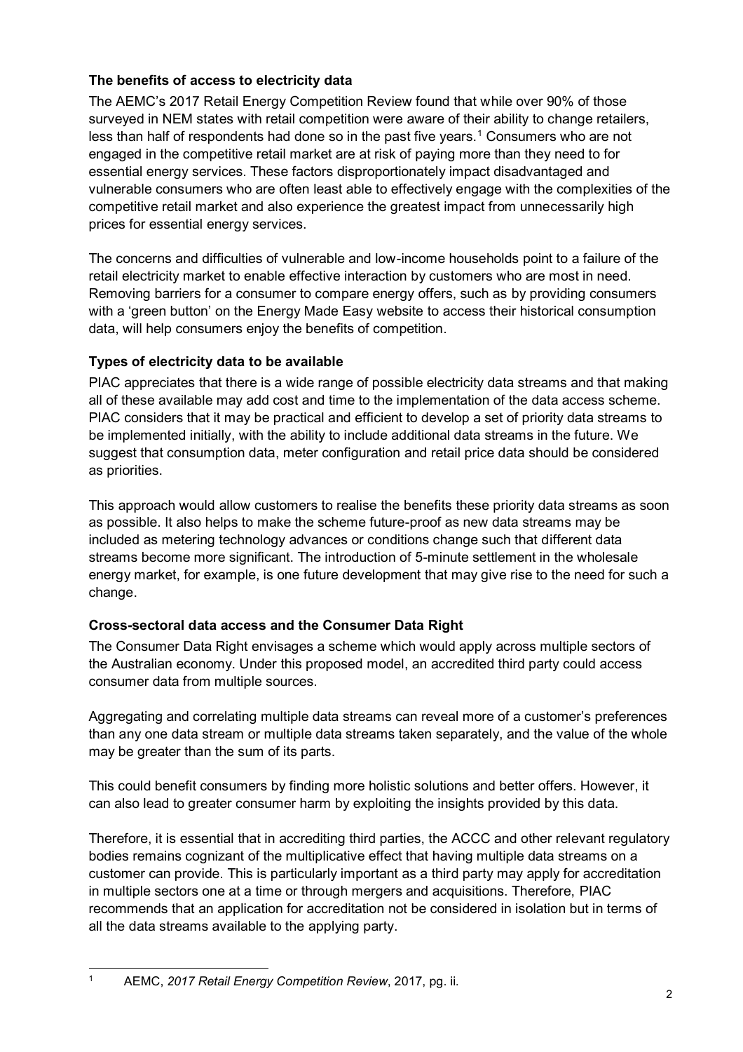**The benefits of access to electricity data**

The AEMC's 2017 Retail Energy Competition Review found that while over 90% of those surveyed in NEM states with retail competition were aware of their ability to change retailers, less than half of respondents had done so in the past five years.[1] Consumers who are not engaged in the competitive retail market are at risk of paying more than they need to for essential energy services. These factors disproportionately impact disadvantaged and vulnerable consumers who are often least able to effectively engage with the complexities of the competitive retail market and also experience the greatest impact from unnecessarily high prices for essential energy services.

The concerns and difficulties of vulnerable and low-income households point to a failure of the retail electricity market to enable effective interaction by customers who are most in need. Removing barriers for a consumer to compare energy offers, such as by providing consumers with a 'green button' on the Energy Made Easy website to access their historical consumption data, will help consumers enjoy the benefits of competition.

**Types of electricity data to be available**

PIAC appreciates that there is a wide range of possible electricity data streams and that making all of these available may add cost and time to the implementation of the data access scheme. PIAC considers that it may be practical and efficient to develop a set of priority data streams to be implemented initially, with the ability to include additional data streams in the future. We suggest that consumption data, meter configuration and retail price data should be considered as priorities.

This approach would allow customers to realise the benefits these priority data streams as soon as possible. It also helps to make the scheme future-proof as new data streams may be included as metering technology advances or conditions change such that different data streams become more significant. The introduction of 5-minute settlement in the wholesale energy market, for example, is one future development that may give rise to the need for such a change.

**Cross-sectoral data access and the Consumer Data Right**

The Consumer Data Right envisages a scheme which would apply across multiple sectors of the Australian economy. Under this proposed model, an accredited third party could access consumer data from multiple sources.

Aggregating and correlating multiple data streams can reveal more of a customer's preferences than any one data stream or multiple data streams taken separately, and the value of the whole may be greater than the sum of its parts.

This could benefit consumers by finding more holistic solutions and better offers. However, it can also lead to greater consumer harm by exploiting the insights provided by this data.

Therefore, it is essential that in accrediting third parties, the ACCC and other relevant regulatory bodies remains cognizant of the multiplicative effect that having multiple data streams on a customer can provide. This is particularly important as a third party may apply for accreditation in multiple sectors one at a time or through mergers and acquisitions. Therefore, PIAC recommends that an application for accreditation not be considered in isolation but in terms of all the data streams available to the applying party.

---

[1] AEMC, *2017 Retail Energy Competition Review*, 2017, pg. ii.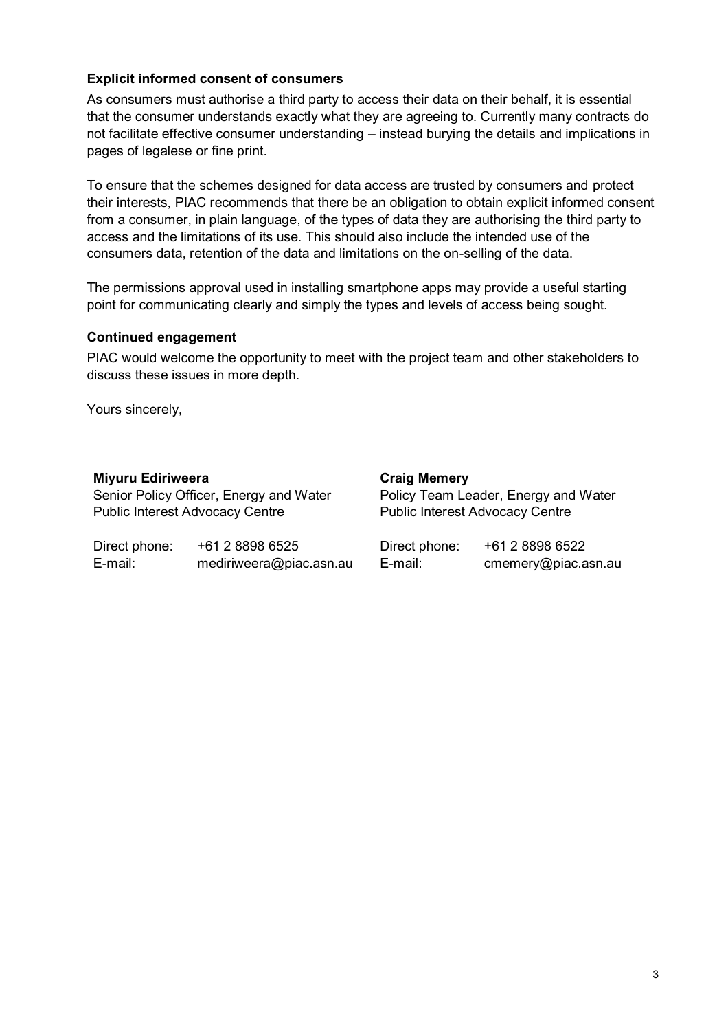**Explicit informed consent of consumers**

As consumers must authorise a third party to access their data on their behalf, it is essential that the consumer understands exactly what they are agreeing to. Currently many contracts do not facilitate effective consumer understanding – instead burying the details and implications in pages of legalese or fine print.

To ensure that the schemes designed for data access are trusted by consumers and protect their interests, PIAC recommends that there be an obligation to obtain explicit informed consent from a consumer, in plain language, of the types of data they are authorising the third party to access and the limitations of its use. This should also include the intended use of the consumers data, retention of the data and limitations on the on-selling of the data.

The permissions approval used in installing smartphone apps may provide a useful starting point for communicating clearly and simply the types and levels of access being sought.

**Continued engagement**

PIAC would welcome the opportunity to meet with the project team and other stakeholders to discuss these issues in more depth.

Yours sincerely,

**Miyuru Ediriweera**
Senior Policy Officer, Energy and Water
Public Interest Advocacy Centre

Direct phone: +61 2 8898 6525
E-mail: mediriweera@piac.asn.au

**Craig Memery**
Policy Team Leader, Energy and Water
Public Interest Advocacy Centre

Direct phone: +61 2 8898 6522
E-mail: cmemery@piac.asn.au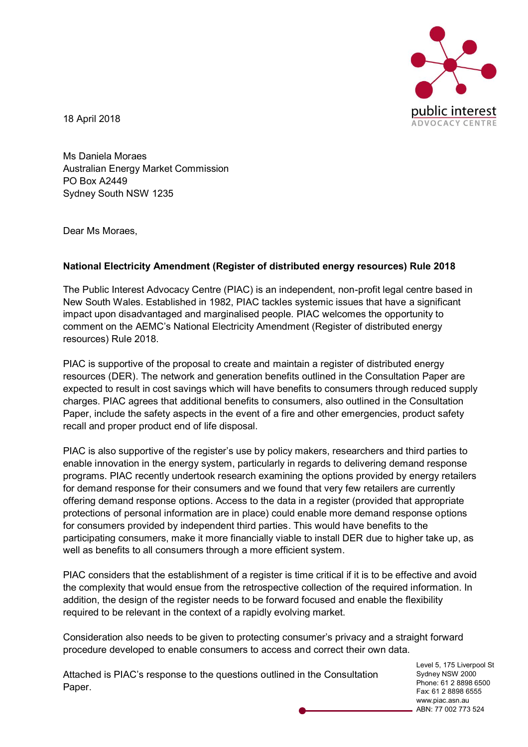18 April 2018

Ms Daniela Moraes
Australian Energy Market Commission
PO Box A2449
Sydney South NSW 1235

Dear Ms Moraes,

**National Electricity Amendment (Register of distributed energy resources) Rule 2018**

The Public Interest Advocacy Centre (PIAC) is an independent, non-profit legal centre based in New South Wales. Established in 1982, PIAC tackles systemic issues that have a significant impact upon disadvantaged and marginalised people. PIAC welcomes the opportunity to comment on the AEMC's National Electricity Amendment (Register of distributed energy resources) Rule 2018.

PIAC is supportive of the proposal to create and maintain a register of distributed energy resources (DER). The network and generation benefits outlined in the Consultation Paper are expected to result in cost savings which will have benefits to consumers through reduced supply charges. PIAC agrees that additional benefits to consumers, also outlined in the Consultation Paper, include the safety aspects in the event of a fire and other emergencies, product safety recall and proper product end of life disposal.

PIAC is also supportive of the register's use by policy makers, researchers and third parties to enable innovation in the energy system, particularly in regards to delivering demand response programs. PIAC recently undertook research examining the options provided by energy retailers for demand response for their consumers and we found that very few retailers are currently offering demand response options. Access to the data in a register (provided that appropriate protections of personal information are in place) could enable more demand response options for consumers provided by independent third parties. This would have benefits to the participating consumers, make it more financially viable to install DER due to higher take up, as well as benefits to all consumers through a more efficient system.

PIAC considers that the establishment of a register is time critical if it is to be effective and avoid the complexity that would ensue from the retrospective collection of the required information. In addition, the design of the register needs to be forward focused and enable the flexibility required to be relevant in the context of a rapidly evolving market.

Consideration also needs to be given to protecting consumer's privacy and a straight forward procedure developed to enable consumers to access and correct their own data.

Attached is PIAC's response to the questions outlined in the Consultation Paper.

Level 5, 175 Liverpool St
Sydney NSW 2000
Phone: 61 2 8898 6500
Fax: 61 2 8898 6555
www.piac.asn.au
ABN: 77 002 773 524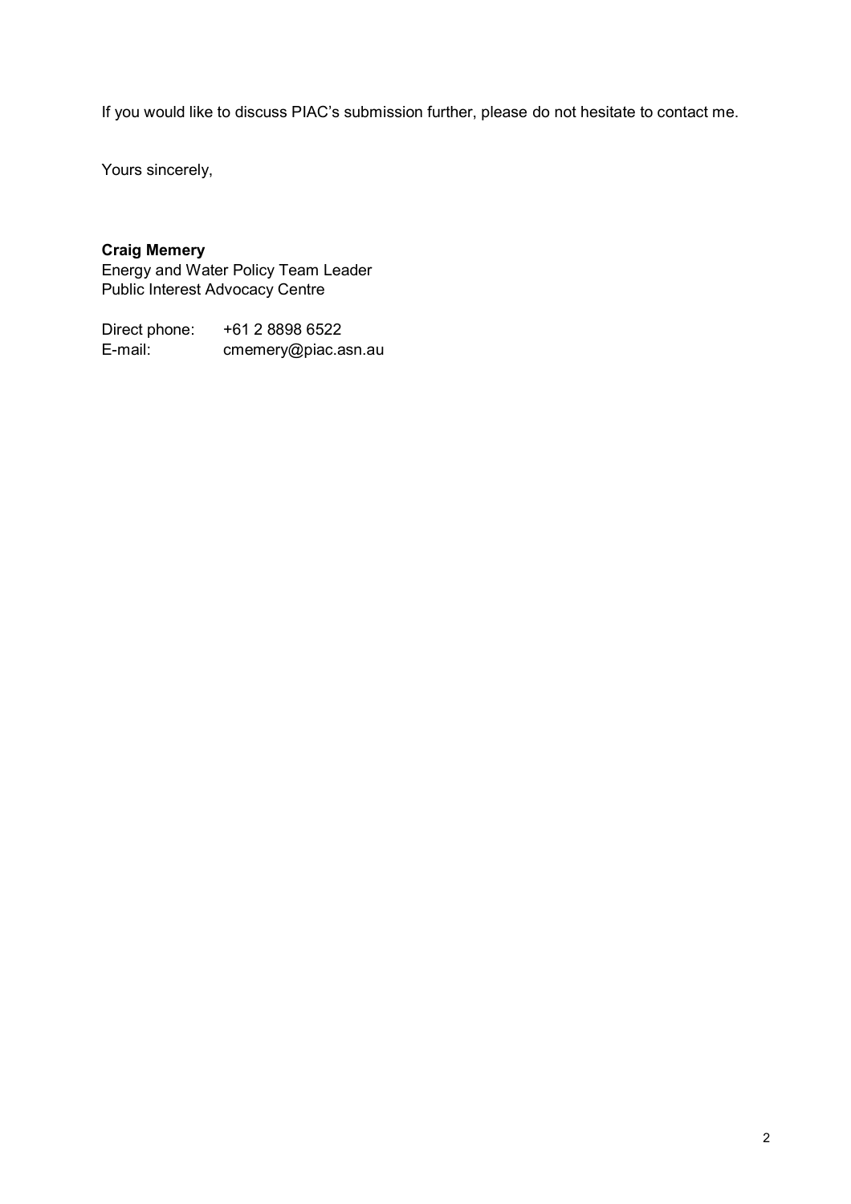If you would like to discuss PIAC's submission further, please do not hesitate to contact me.

Yours sincerely,

**Craig Memery**
Energy and Water Policy Team Leader
Public Interest Advocacy Centre

Direct phone: +61 2 8898 6522
E-mail: cmemery@piac.asn.au